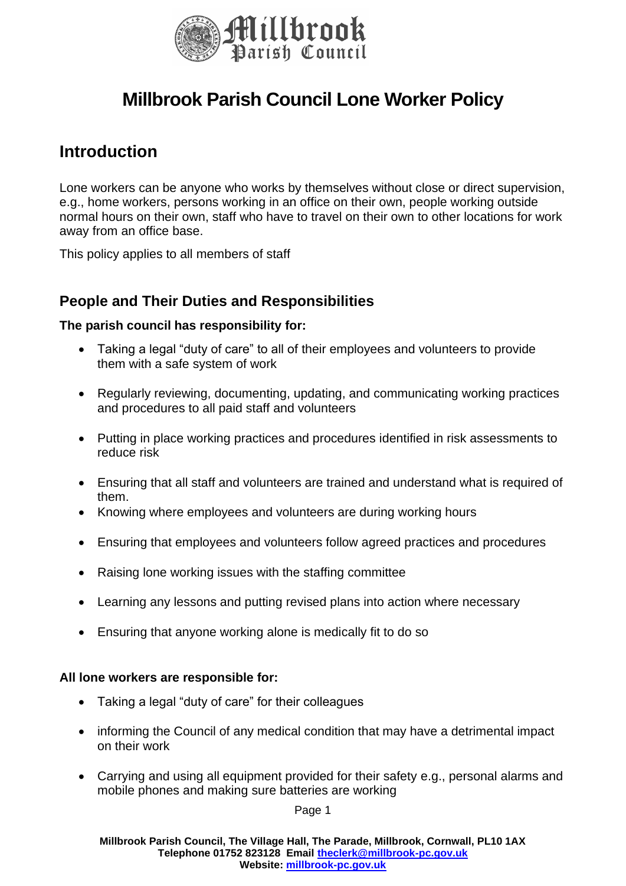# Millbrook Parish Council Lone Worker Policy

## Introduction

Lone workers can be anyone who works by themselves without close or direct supervision, e.g., home workers, persons working in an office on their own, people working outside normal hours on their own, staff who have to travel on their own to other locations for work away from an office base.

This policy applies to all members of staff

### People and Their Duties and Responsibilities

**The parish council has responsibility for:**

- Taking a legal "duty of care" to all of their employees and volunteers to provide them with a safe system of work
- Regularly reviewing, documenting, updating, and communicating working practices and procedures to all paid staff and volunteers
- Putting in place working practices and procedures identified in risk assessments to reduce risk
- Ensuring that all staff and volunteers are trained and understand what is required of them.
- Knowing where employees and volunteers are during working hours
- Ensuring that employees and volunteers follow agreed practices and procedures
- Raising lone working issues with the staffing committee
- Learning any lessons and putting revised plans into action where necessary
- Ensuring that anyone working alone is medically fit to do so

**All lone workers are responsible for:**

- Taking a legal "duty of care" for their colleagues
- informing the Council of any medical condition that may have a detrimental impact on their work
- Carrying and using all equipment provided for their safety e.g., personal alarms and mobile phones and making sure batteries are working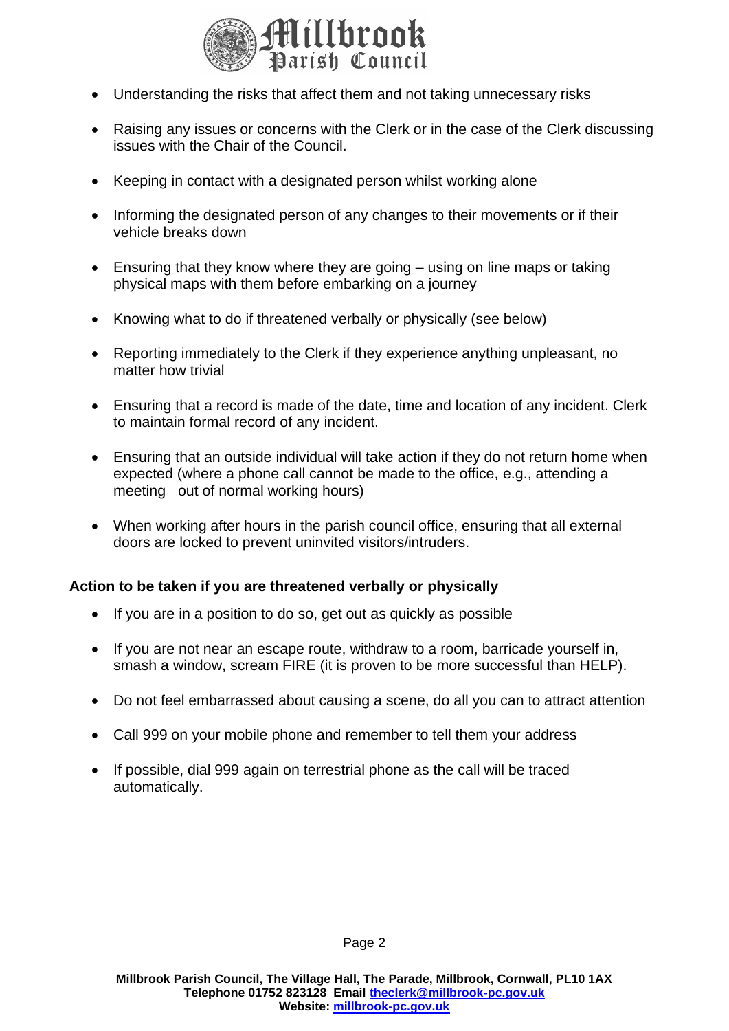- Understanding the risks that affect them and not taking unnecessary risks
- Raising any issues or concerns with the Clerk or in the case of the Clerk discussing issues with the Chair of the Council.
- Keeping in contact with a designated person whilst working alone
- Informing the designated person of any changes to their movements or if their vehicle breaks down
- Ensuring that they know where they are going – using on line maps or taking physical maps with them before embarking on a journey
- Knowing what to do if threatened verbally or physically (see below)
- Reporting immediately to the Clerk if they experience anything unpleasant, no matter how trivial
- Ensuring that a record is made of the date, time and location of any incident. Clerk to maintain formal record of any incident.
- Ensuring that an outside individual will take action if they do not return home when expected (where a phone call cannot be made to the office, e.g., attending a meeting out of normal working hours)
- When working after hours in the parish council office, ensuring that all external doors are locked to prevent uninvited visitors/intruders.

**Action to be taken if you are threatened verbally or physically**

- If you are in a position to do so, get out as quickly as possible
- If you are not near an escape route, withdraw to a room, barricade yourself in, smash a window, scream FIRE (it is proven to be more successful than HELP).
- Do not feel embarrassed about causing a scene, do all you can to attract attention
- Call 999 on your mobile phone and remember to tell them your address
- If possible, dial 999 again on terrestrial phone as the call will be traced automatically.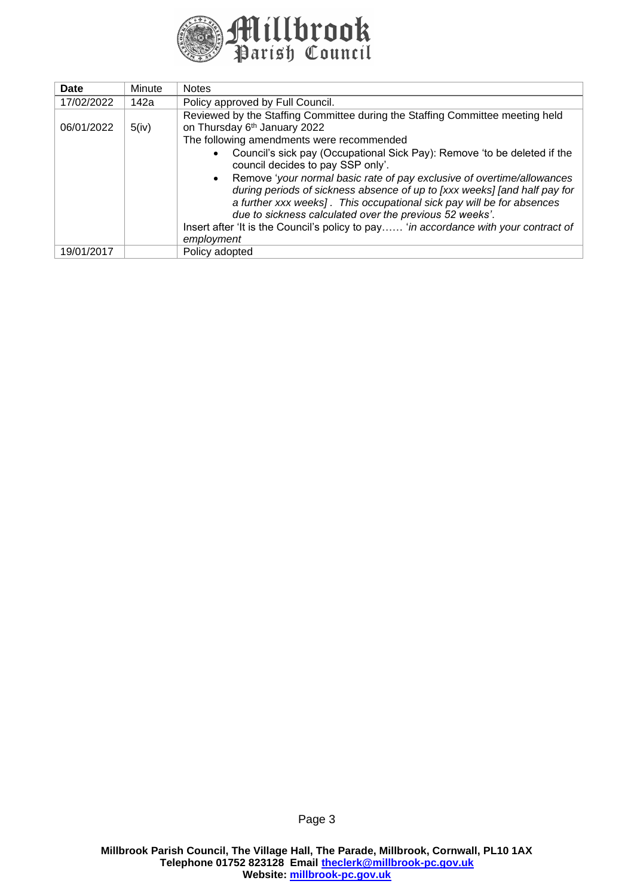| Date | Minute | Notes |
| --- | --- | --- |
| 17/02/2022 | 142a | Policy approved by Full Council. |
| 06/01/2022 | 5(iv) | Reviewed by the Staffing Committee during the Staffing Committee meeting held on Thursday 6th January 2022<br>The following amendments were recommended<br>• Council's sick pay (Occupational Sick Pay): Remove 'to be deleted if the council decides to pay SSP only'.<br>• Remove '*your normal basic rate of pay exclusive of overtime/allowances during periods of sickness absence of up to [xxx weeks] [and half pay for a further xxx weeks] . This occupational sick pay will be for absences due to sickness calculated over the previous 52 weeks*'.<br>Insert after 'It is the Council's policy to pay…… '*in accordance with your contract of employment* |
| 19/01/2017 | | Policy adopted |